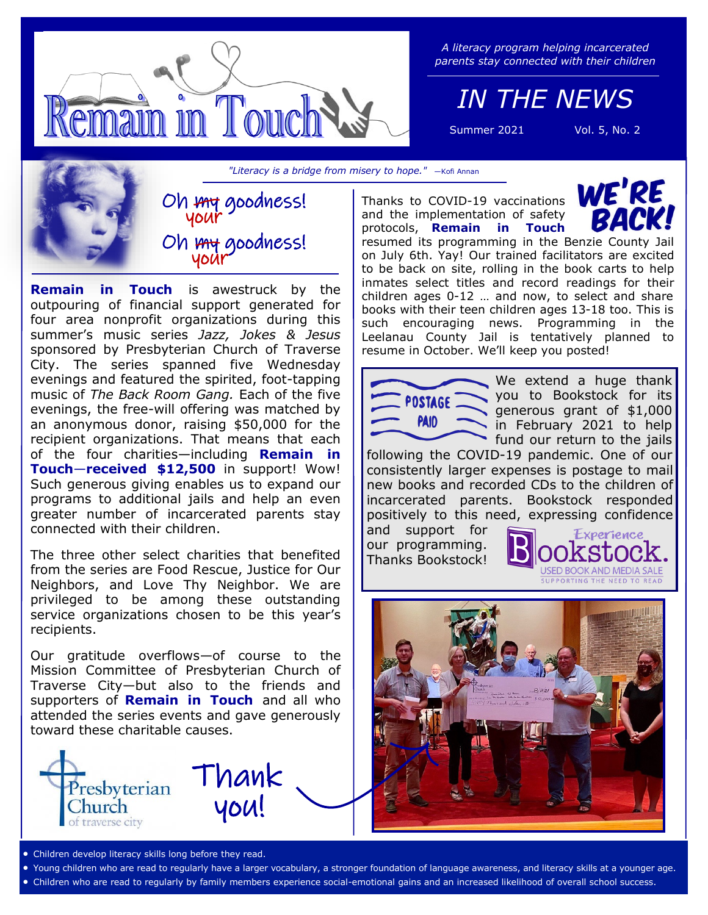# Remain in Touch

*A literacy program helping incarcerated parents stay connected with their children*

## IN THE NEWS

Summer 2021 Vol. 5, No. 2

*"Literacy is a bridge from misery to hope."* —Kofi Annan

## Oh ~~my~~ your goodness! Oh ~~my~~ your goodness!

**Remain in Touch** is awestruck by the outpouring of financial support generated for four area nonprofit organizations during this summer's music series *Jazz, Jokes & Jesus* sponsored by Presbyterian Church of Traverse City. The series spanned five Wednesday evenings and featured the spirited, foot-tapping music of *The Back Room Gang.* Each of the five evenings, the free-will offering was matched by an anonymous donor, raising $50,000 for the recipient organizations. That means that each of the four charities—including **Remain in Touch—received $12,500** in support! Wow! Such generous giving enables us to expand our programs to additional jails and help an even greater number of incarcerated parents stay connected with their children.

The three other select charities that benefited from the series are Food Rescue, Justice for Our Neighbors, and Love Thy Neighbor. We are privileged to be among these outstanding service organizations chosen to be this year's recipients.

Our gratitude overflows—of course to the Mission Committee of Presbyterian Church of Traverse City—but also to the friends and supporters of **Remain in Touch** and all who attended the series events and gave generously toward these charitable causes.

Presbyterian Church of traverse city

Thank you!

## WE'RE BACK!

Thanks to COVID-19 vaccinations and the implementation of safety protocols, **Remain in Touch** resumed its programming in the Benzie County Jail on July 6th. Yay! Our trained facilitators are excited to be back on site, rolling in the book carts to help inmates select titles and record readings for their children ages 0-12 … and now, to select and share books with their teen children ages 13-18 too. This is such encouraging news. Programming in the Leelanau County Jail is tentatively planned to resume in October. We'll keep you posted!

## POSTAGE PAID

We extend a huge thank you to Bookstock for its generous grant of $1,000 in February 2021 to help fund our return to the jails following the COVID-19 pandemic. One of our consistently larger expenses is postage to mail new books and recorded CDs to the children of incarcerated parents. Bookstock responded positively to this need, expressing confidence and support for our programming. Thanks Bookstock!

Experience Bookstock. USED BOOK AND MEDIA SALE SUPPORTING THE NEED TO READ

- Children develop literacy skills long before they read.
- Young children who are read to regularly have a larger vocabulary, a stronger foundation of language awareness, and literacy skills at a younger age.
- Children who are read to regularly by family members experience social-emotional gains and an increased likelihood of overall school success.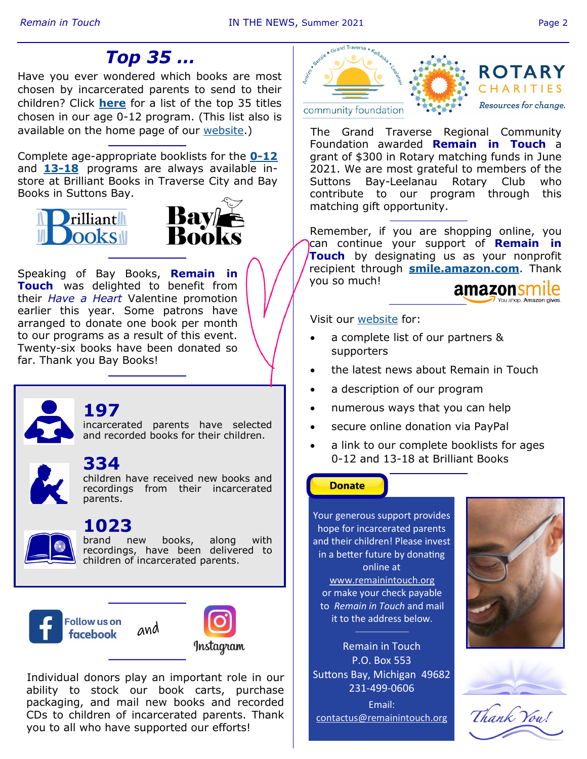## *Top 35 ...*

Have you ever wondered which books are most chosen by incarcerated parents to send to their children? Click **here** for a list of the top 35 titles chosen in our age 0-12 program. (This list also is available on the home page of our website.)

Complete age-appropriate booklists for the **0-12** and **13-18** programs are always available in-store at Brilliant Books in Traverse City and Bay Books in Suttons Bay.

Speaking of Bay Books, **Remain in Touch** was delighted to benefit from their *Have a Heart* Valentine promotion earlier this year. Some patrons have arranged to donate one book per month to our programs as a result of this event. Twenty-six books have been donated so far. Thank you Bay Books!

**197**
incarcerated parents have selected and recorded books for their children.

**334**
children have received new books and recordings from their incarcerated parents.

**1023**
brand new books, along with recordings, have been delivered to children of incarcerated parents.

Follow us on facebook and Instagram

Individual donors play an important role in our ability to stock our book carts, purchase packaging, and mail new books and recorded CDs to children of incarcerated parents. Thank you to all who have supported our efforts!

The Grand Traverse Regional Community Foundation awarded **Remain in Touch** a grant of $300 in Rotary matching funds in June 2021. We are most grateful to members of the Suttons Bay-Leelanau Rotary Club who contribute to our program through this matching gift opportunity.

Remember, if you are shopping online, you can continue your support of **Remain in Touch** by designating us as your nonprofit recipient through **smile.amazon.com**. Thank you so much!

Visit our website for:

- a complete list of our partners & supporters
- the latest news about Remain in Touch
- a description of our program
- numerous ways that you can help
- secure online donation via PayPal
- a link to our complete booklists for ages 0-12 and 13-18 at Brilliant Books

**Donate**

Your generous support provides hope for incarcerated parents and their children! Please invest in a better future by donating online at www.remainintouch.org or make your check payable to *Remain in Touch* and mail it to the address below.

Remain in Touch
P.O. Box 553
Suttons Bay, Michigan 49682
231-499-0606

Email:
contactus@remainintouch.org

*Thank You!*